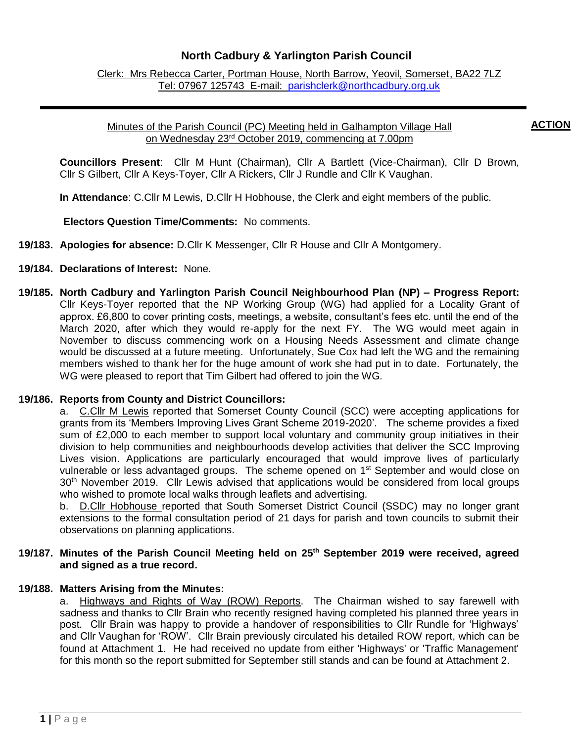# North Cadbury & Yarlington Parish Council

Clerk: Mrs Rebecca Carter, Portman House, North Barrow, Yeovil, Somerset, BA22 7LZ
Tel: 07967 125743 E-mail: parishclerk@northcadbury.org.uk

---

Minutes of the Parish Council (PC) Meeting held in Galhampton Village Hall on Wednesday 23rd October 2019, commencing at 7.00pm

**ACTION**

**Councillors Present**: Cllr M Hunt (Chairman), Cllr A Bartlett (Vice-Chairman), Cllr D Brown, Cllr S Gilbert, Cllr A Keys-Toyer, Cllr A Rickers, Cllr J Rundle and Cllr K Vaughan.

**In Attendance**: C.Cllr M Lewis, D.Cllr H Hobhouse, the Clerk and eight members of the public.

**Electors Question Time/Comments:** No comments.

**19/183. Apologies for absence:** D.Cllr K Messenger, Cllr R House and Cllr A Montgomery.

**19/184. Declarations of Interest:** None.

**19/185. North Cadbury and Yarlington Parish Council Neighbourhood Plan (NP) – Progress Report:** Cllr Keys-Toyer reported that the NP Working Group (WG) had applied for a Locality Grant of approx. £6,800 to cover printing costs, meetings, a website, consultant's fees etc. until the end of the March 2020, after which they would re-apply for the next FY. The WG would meet again in November to discuss commencing work on a Housing Needs Assessment and climate change would be discussed at a future meeting. Unfortunately, Sue Cox had left the WG and the remaining members wished to thank her for the huge amount of work she had put in to date. Fortunately, the WG were pleased to report that Tim Gilbert had offered to join the WG.

**19/186. Reports from County and District Councillors:**

a. C.Cllr M Lewis reported that Somerset County Council (SCC) were accepting applications for grants from its 'Members Improving Lives Grant Scheme 2019-2020'. The scheme provides a fixed sum of £2,000 to each member to support local voluntary and community group initiatives in their division to help communities and neighbourhoods develop activities that deliver the SCC Improving Lives vision. Applications are particularly encouraged that would improve lives of particularly vulnerable or less advantaged groups. The scheme opened on 1st September and would close on 30th November 2019. Cllr Lewis advised that applications would be considered from local groups who wished to promote local walks through leaflets and advertising.

b. D.Cllr Hobhouse reported that South Somerset District Council (SSDC) may no longer grant extensions to the formal consultation period of 21 days for parish and town councils to submit their observations on planning applications.

**19/187. Minutes of the Parish Council Meeting held on 25th September 2019 were received, agreed and signed as a true record.**

**19/188. Matters Arising from the Minutes:**

a. Highways and Rights of Way (ROW) Reports. The Chairman wished to say farewell with sadness and thanks to Cllr Brain who recently resigned having completed his planned three years in post. Cllr Brain was happy to provide a handover of responsibilities to Cllr Rundle for 'Highways' and Cllr Vaughan for 'ROW'. Cllr Brain previously circulated his detailed ROW report, which can be found at Attachment 1. He had received no update from either 'Highways' or 'Traffic Management' for this month so the report submitted for September still stands and can be found at Attachment 2.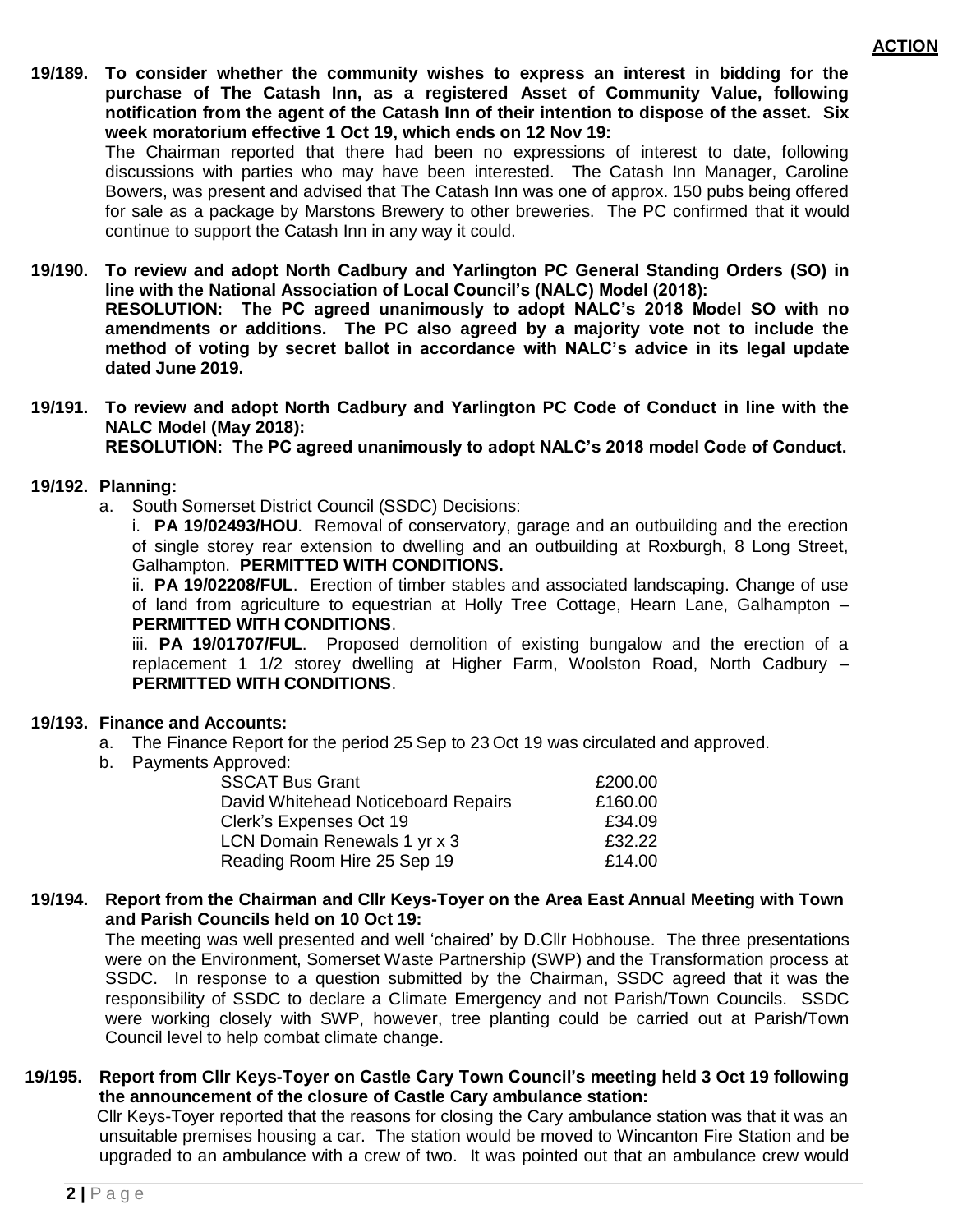**ACTION**

**19/189. To consider whether the community wishes to express an interest in bidding for the purchase of The Catash Inn, as a registered Asset of Community Value, following notification from the agent of the Catash Inn of their intention to dispose of the asset. Six week moratorium effective 1 Oct 19, which ends on 12 Nov 19:**

The Chairman reported that there had been no expressions of interest to date, following discussions with parties who may have been interested. The Catash Inn Manager, Caroline Bowers, was present and advised that The Catash Inn was one of approx. 150 pubs being offered for sale as a package by Marstons Brewery to other breweries. The PC confirmed that it would continue to support the Catash Inn in any way it could.

**19/190. To review and adopt North Cadbury and Yarlington PC General Standing Orders (SO) in line with the National Association of Local Council's (NALC) Model (2018):**

**RESOLUTION: The PC agreed unanimously to adopt NALC's 2018 Model SO with no amendments or additions. The PC also agreed by a majority vote not to include the method of voting by secret ballot in accordance with NALC's advice in its legal update dated June 2019.**

**19/191. To review and adopt North Cadbury and Yarlington PC Code of Conduct in line with the NALC Model (May 2018):**

**RESOLUTION: The PC agreed unanimously to adopt NALC's 2018 model Code of Conduct.**

**19/192. Planning:**

a. South Somerset District Council (SSDC) Decisions:

i. **PA 19/02493/HOU**. Removal of conservatory, garage and an outbuilding and the erection of single storey rear extension to dwelling and an outbuilding at Roxburgh, 8 Long Street, Galhampton. **PERMITTED WITH CONDITIONS.**

ii. **PA 19/02208/FUL**. Erection of timber stables and associated landscaping. Change of use of land from agriculture to equestrian at Holly Tree Cottage, Hearn Lane, Galhampton – **PERMITTED WITH CONDITIONS**.

iii. **PA 19/01707/FUL**. Proposed demolition of existing bungalow and the erection of a replacement 1 1/2 storey dwelling at Higher Farm, Woolston Road, North Cadbury – **PERMITTED WITH CONDITIONS**.

**19/193. Finance and Accounts:**

a. The Finance Report for the period 25 Sep to 23 Oct 19 was circulated and approved.

b. Payments Approved:

| | |
|---|---|
| SSCAT Bus Grant | £200.00 |
| David Whitehead Noticeboard Repairs | £160.00 |
| Clerk's Expenses Oct 19 | £34.09 |
| LCN Domain Renewals 1 yr x 3 | £32.22 |
| Reading Room Hire 25 Sep 19 | £14.00 |

**19/194. Report from the Chairman and Cllr Keys-Toyer on the Area East Annual Meeting with Town and Parish Councils held on 10 Oct 19:**

The meeting was well presented and well 'chaired' by D.Cllr Hobhouse. The three presentations were on the Environment, Somerset Waste Partnership (SWP) and the Transformation process at SSDC. In response to a question submitted by the Chairman, SSDC agreed that it was the responsibility of SSDC to declare a Climate Emergency and not Parish/Town Councils. SSDC were working closely with SWP, however, tree planting could be carried out at Parish/Town Council level to help combat climate change.

**19/195. Report from Cllr Keys-Toyer on Castle Cary Town Council's meeting held 3 Oct 19 following the announcement of the closure of Castle Cary ambulance station:**

Cllr Keys-Toyer reported that the reasons for closing the Cary ambulance station was that it was an unsuitable premises housing a car. The station would be moved to Wincanton Fire Station and be upgraded to an ambulance with a crew of two. It was pointed out that an ambulance crew would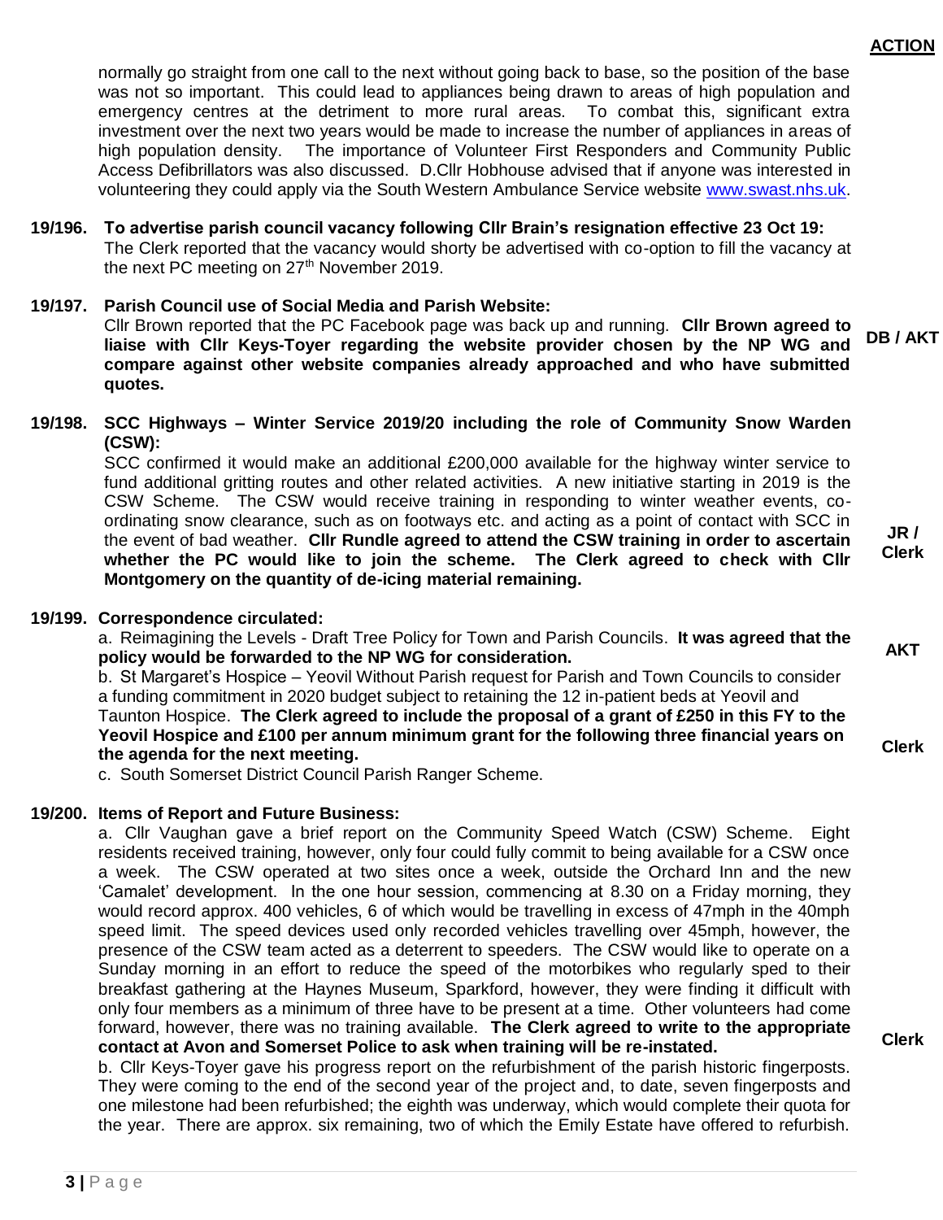**ACTION**

normally go straight from one call to the next without going back to base, so the position of the base was not so important. This could lead to appliances being drawn to areas of high population and emergency centres at the detriment to more rural areas. To combat this, significant extra investment over the next two years would be made to increase the number of appliances in areas of high population density. The importance of Volunteer First Responders and Community Public Access Defibrillators was also discussed. D.Cllr Hobhouse advised that if anyone was interested in volunteering they could apply via the South Western Ambulance Service website www.swast.nhs.uk.

**19/196. To advertise parish council vacancy following Cllr Brain's resignation effective 23 Oct 19:**
The Clerk reported that the vacancy would shorty be advertised with co-option to fill the vacancy at the next PC meeting on 27th November 2019.

**19/197. Parish Council use of Social Media and Parish Website:**
Cllr Brown reported that the PC Facebook page was back up and running. **Cllr Brown agreed to liaise with Cllr Keys-Toyer regarding the website provider chosen by the NP WG and compare against other website companies already approached and who have submitted quotes.** **DB / AKT**

**19/198. SCC Highways – Winter Service 2019/20 including the role of Community Snow Warden (CSW):**
SCC confirmed it would make an additional £200,000 available for the highway winter service to fund additional gritting routes and other related activities. A new initiative starting in 2019 is the CSW Scheme. The CSW would receive training in responding to winter weather events, co-ordinating snow clearance, such as on footways etc. and acting as a point of contact with SCC in the event of bad weather. **Cllr Rundle agreed to attend the CSW training in order to ascertain whether the PC would like to join the scheme. The Clerk agreed to check with Cllr Montgomery on the quantity of de-icing material remaining.** **JR / Clerk**

**19/199. Correspondence circulated:**
a. Reimagining the Levels - Draft Tree Policy for Town and Parish Councils. **It was agreed that the policy would be forwarded to the NP WG for consideration.** **AKT**
b. St Margaret's Hospice – Yeovil Without Parish request for Parish and Town Councils to consider a funding commitment in 2020 budget subject to retaining the 12 in-patient beds at Yeovil and Taunton Hospice. **The Clerk agreed to include the proposal of a grant of £250 in this FY to the Yeovil Hospice and £100 per annum minimum grant for the following three financial years on the agenda for the next meeting.** **Clerk**
c. South Somerset District Council Parish Ranger Scheme.

**19/200. Items of Report and Future Business:**
a. Cllr Vaughan gave a brief report on the Community Speed Watch (CSW) Scheme. Eight residents received training, however, only four could fully commit to being available for a CSW once a week. The CSW operated at two sites once a week, outside the Orchard Inn and the new 'Camalet' development. In the one hour session, commencing at 8.30 on a Friday morning, they would record approx. 400 vehicles, 6 of which would be travelling in excess of 47mph in the 40mph speed limit. The speed devices used only recorded vehicles travelling over 45mph, however, the presence of the CSW team acted as a deterrent to speeders. The CSW would like to operate on a Sunday morning in an effort to reduce the speed of the motorbikes who regularly sped to their breakfast gathering at the Haynes Museum, Sparkford, however, they were finding it difficult with only four members as a minimum of three have to be present at a time. Other volunteers had come forward, however, there was no training available. **The Clerk agreed to write to the appropriate contact at Avon and Somerset Police to ask when training will be re-instated.** **Clerk**
b. Cllr Keys-Toyer gave his progress report on the refurbishment of the parish historic fingerposts. They were coming to the end of the second year of the project and, to date, seven fingerposts and one milestone had been refurbished; the eighth was underway, which would complete their quota for the year. There are approx. six remaining, two of which the Emily Estate have offered to refurbish.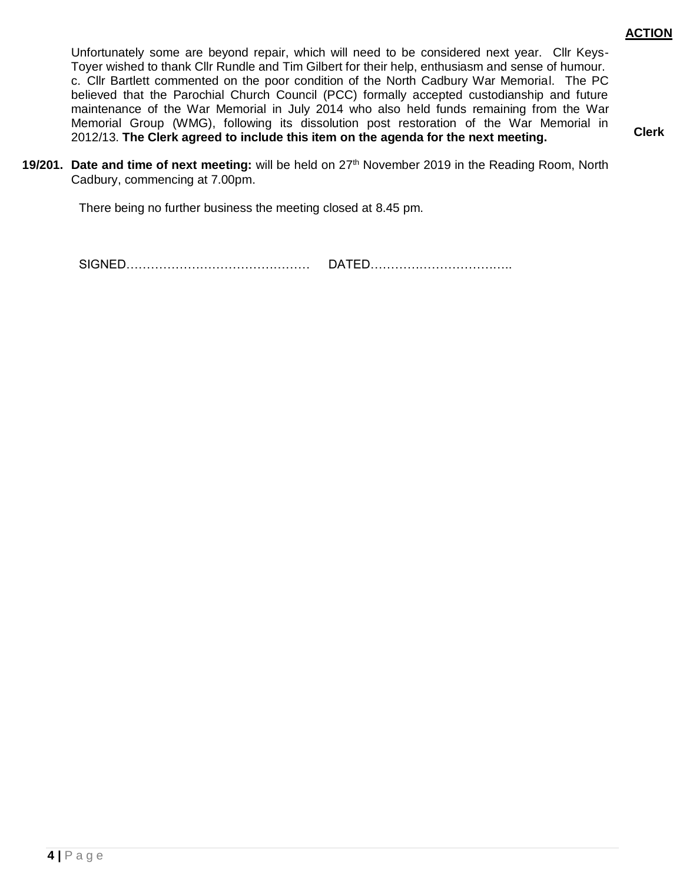**ACTION**

Unfortunately some are beyond repair, which will need to be considered next year. Cllr Keys-Toyer wished to thank Cllr Rundle and Tim Gilbert for their help, enthusiasm and sense of humour.
c. Cllr Bartlett commented on the poor condition of the North Cadbury War Memorial. The PC believed that the Parochial Church Council (PCC) formally accepted custodianship and future maintenance of the War Memorial in July 2014 who also held funds remaining from the War Memorial Group (WMG), following its dissolution post restoration of the War Memorial in 2012/13. **The Clerk agreed to include this item on the agenda for the next meeting.** **Clerk**

**19/201. Date and time of next meeting:** will be held on 27th November 2019 in the Reading Room, North Cadbury, commencing at 7.00pm.

There being no further business the meeting closed at 8.45 pm.

SIGNED……………………………………… DATED……………………………..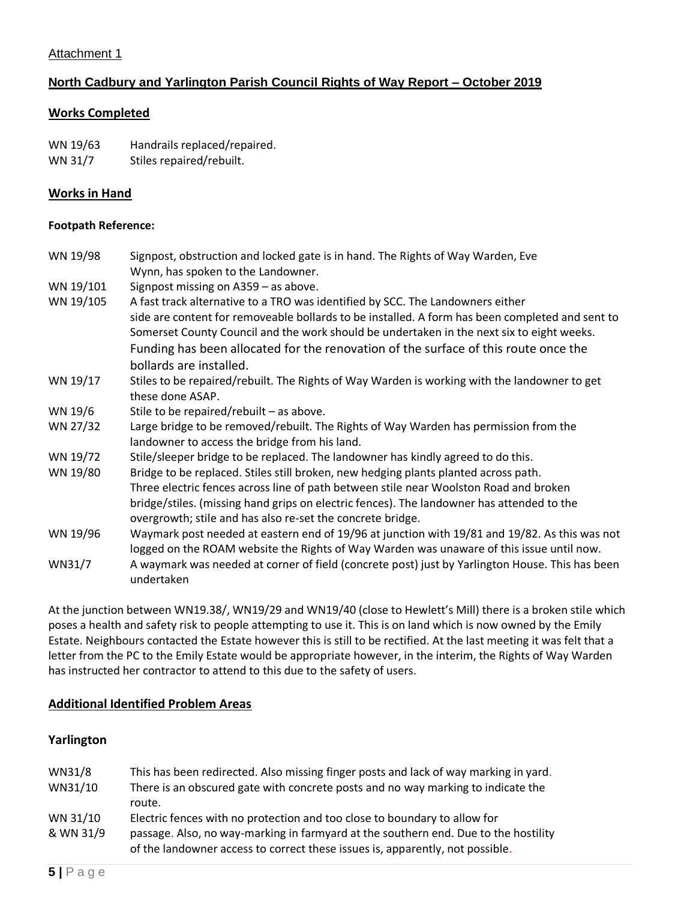Attachment 1

## North Cadbury and Yarlington Parish Council Rights of Way Report – October 2019

### Works Completed

| | |
|---|---|
| WN 19/63 | Handrails replaced/repaired. |
| WN 31/7 | Stiles repaired/rebuilt. |

### Works in Hand

**Footpath Reference:**

| | |
|---|---|
| WN 19/98 | Signpost, obstruction and locked gate is in hand. The Rights of Way Warden, Eve Wynn, has spoken to the Landowner. |
| WN 19/101 | Signpost missing on A359 – as above. |
| WN 19/105 | A fast track alternative to a TRO was identified by SCC. The Landowners either side are content for removeable bollards to be installed. A form has been completed and sent to Somerset County Council and the work should be undertaken in the next six to eight weeks. Funding has been allocated for the renovation of the surface of this route once the bollards are installed. |
| WN 19/17 | Stiles to be repaired/rebuilt. The Rights of Way Warden is working with the landowner to get these done ASAP. |
| WN 19/6 | Stile to be repaired/rebuilt – as above. |
| WN 27/32 | Large bridge to be removed/rebuilt. The Rights of Way Warden has permission from the landowner to access the bridge from his land. |
| WN 19/72 | Stile/sleeper bridge to be replaced. The landowner has kindly agreed to do this. |
| WN 19/80 | Bridge to be replaced. Stiles still broken, new hedging plants planted across path. Three electric fences across line of path between stile near Woolston Road and broken bridge/stiles. (missing hand grips on electric fences). The landowner has attended to the overgrowth; stile and has also re-set the concrete bridge. |
| WN 19/96 | Waymark post needed at eastern end of 19/96 at junction with 19/81 and 19/82. As this was not logged on the ROAM website the Rights of Way Warden was unaware of this issue until now. |
| WN31/7 | A waymark was needed at corner of field (concrete post) just by Yarlington House. This has been undertaken |

At the junction between WN19.38/, WN19/29 and WN19/40 (close to Hewlett's Mill) there is a broken stile which poses a health and safety risk to people attempting to use it. This is on land which is now owned by the Emily Estate. Neighbours contacted the Estate however this is still to be rectified. At the last meeting it was felt that a letter from the PC to the Emily Estate would be appropriate however, in the interim, the Rights of Way Warden has instructed her contractor to attend to this due to the safety of users.

### Additional Identified Problem Areas

#### Yarlington

| | |
|---|---|
| WN31/8 | This has been redirected. Also missing finger posts and lack of way marking in yard. |
| WN31/10 | There is an obscured gate with concrete posts and no way marking to indicate the route. |
| WN 31/10 & WN 31/9 | Electric fences with no protection and too close to boundary to allow for passage. Also, no way-marking in farmyard at the southern end. Due to the hostility of the landowner access to correct these issues is, apparently, not possible. |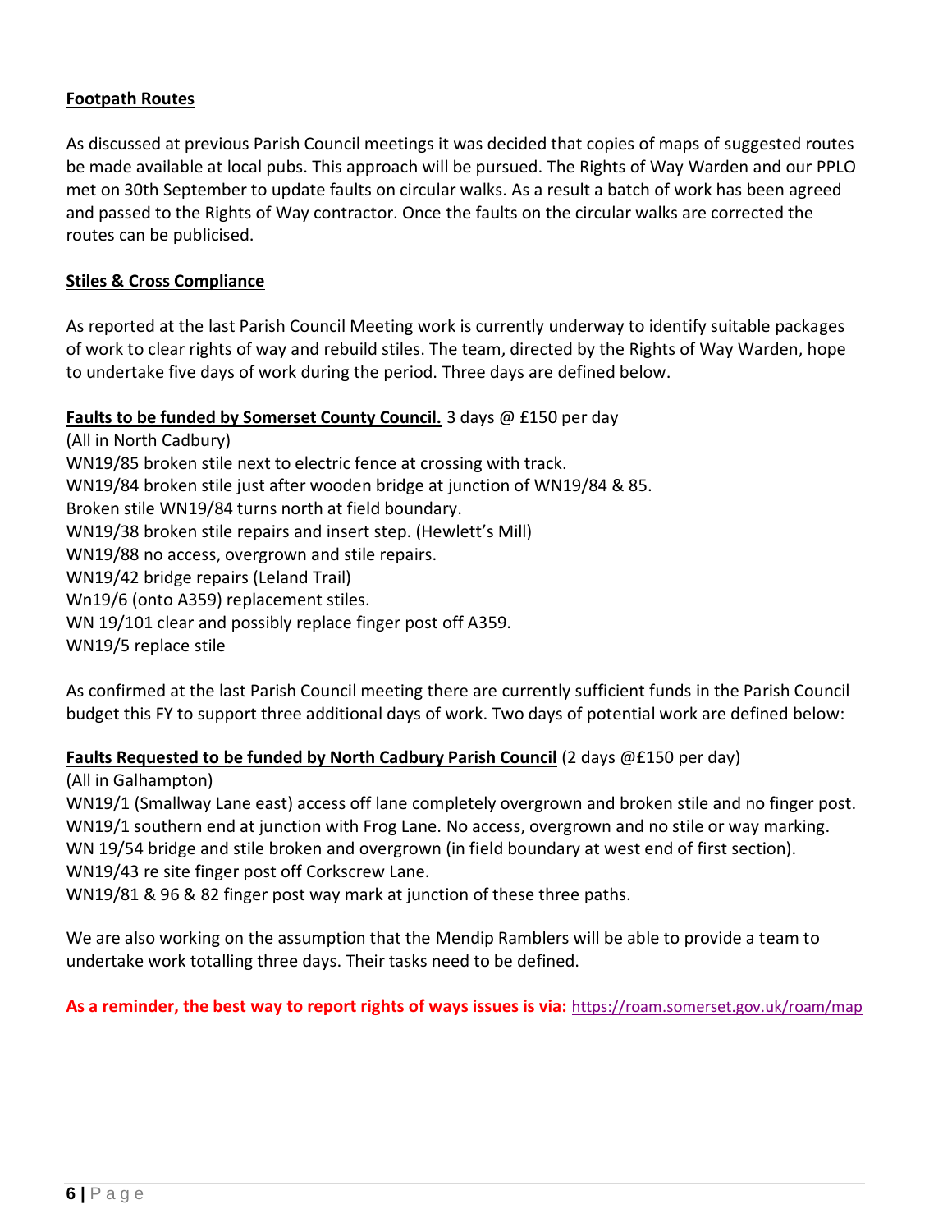**Footpath Routes**

As discussed at previous Parish Council meetings it was decided that copies of maps of suggested routes be made available at local pubs. This approach will be pursued. The Rights of Way Warden and our PPLO met on 30th September to update faults on circular walks. As a result a batch of work has been agreed and passed to the Rights of Way contractor. Once the faults on the circular walks are corrected the routes can be publicised.

**Stiles & Cross Compliance**

As reported at the last Parish Council Meeting work is currently underway to identify suitable packages of work to clear rights of way and rebuild stiles. The team, directed by the Rights of Way Warden, hope to undertake five days of work during the period. Three days are defined below.

**Faults to be funded by Somerset County Council.** 3 days @ £150 per day

(All in North Cadbury)
WN19/85 broken stile next to electric fence at crossing with track.
WN19/84 broken stile just after wooden bridge at junction of WN19/84 & 85.
Broken stile WN19/84 turns north at field boundary.
WN19/38 broken stile repairs and insert step. (Hewlett's Mill)
WN19/88 no access, overgrown and stile repairs.
WN19/42 bridge repairs (Leland Trail)
Wn19/6 (onto A359) replacement stiles.
WN 19/101 clear and possibly replace finger post off A359.
WN19/5 replace stile

As confirmed at the last Parish Council meeting there are currently sufficient funds in the Parish Council budget this FY to support three additional days of work. Two days of potential work are defined below:

**Faults Requested to be funded by North Cadbury Parish Council** (2 days @£150 per day)

(All in Galhampton)
WN19/1 (Smallway Lane east) access off lane completely overgrown and broken stile and no finger post.
WN19/1 southern end at junction with Frog Lane. No access, overgrown and no stile or way marking.
WN 19/54 bridge and stile broken and overgrown (in field boundary at west end of first section).
WN19/43 re site finger post off Corkscrew Lane.
WN19/81 & 96 & 82 finger post way mark at junction of these three paths.

We are also working on the assumption that the Mendip Ramblers will be able to provide a team to undertake work totalling three days. Their tasks need to be defined.

**As a reminder, the best way to report rights of ways issues is via:** https://roam.somerset.gov.uk/roam/map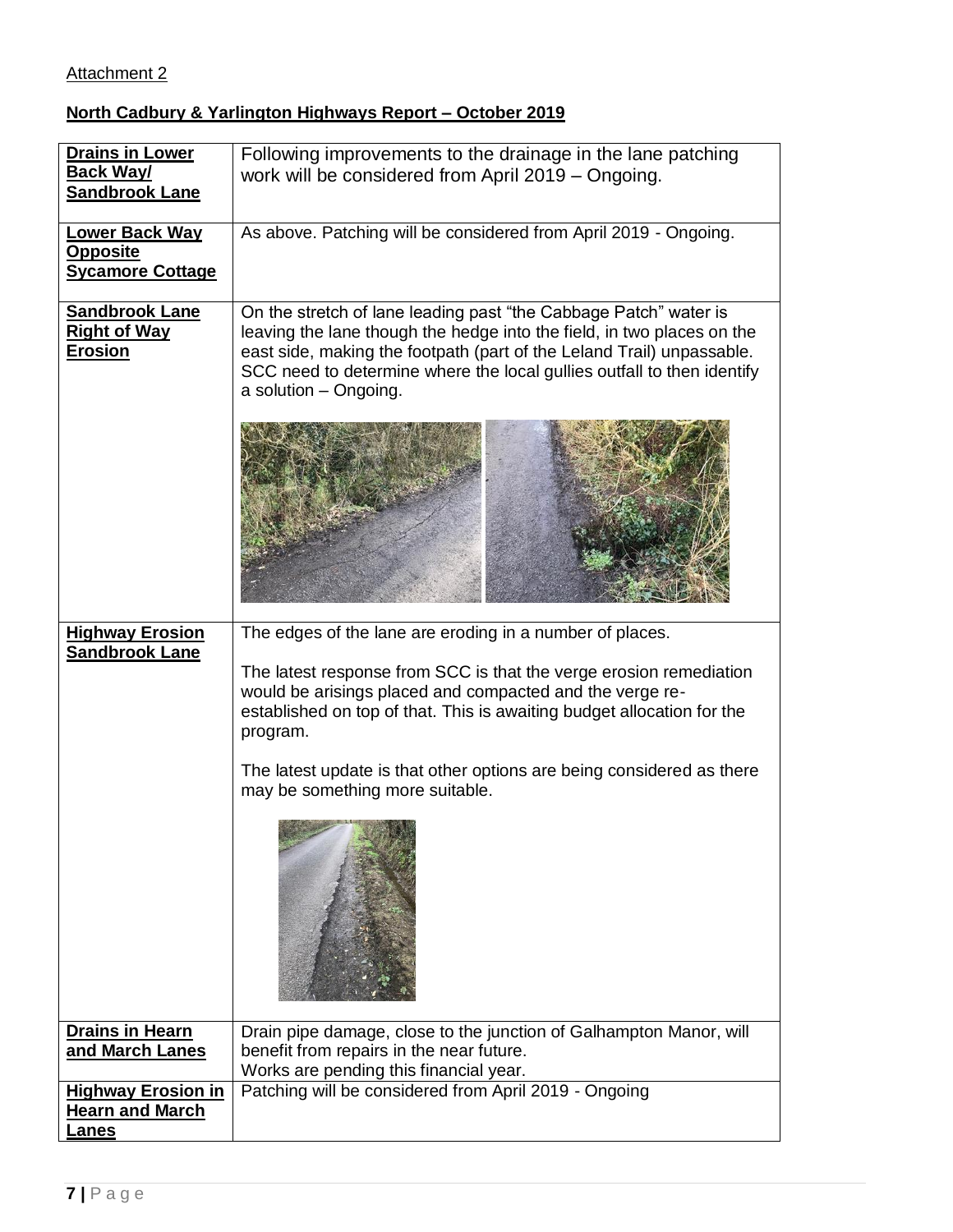Attachment 2

**North Cadbury & Yarlington Highways Report – October 2019**

| | |
|---|---|
| **Drains in Lower Back Way/ Sandbrook Lane** | Following improvements to the drainage in the lane patching work will be considered from April 2019 – Ongoing. |
| **Lower Back Way Opposite Sycamore Cottage** | As above. Patching will be considered from April 2019 - Ongoing. |
| **Sandbrook Lane Right of Way Erosion** | On the stretch of lane leading past "the Cabbage Patch" water is leaving the lane though the hedge into the field, in two places on the east side, making the footpath (part of the Leland Trail) unpassable. SCC need to determine where the local gullies outfall to then identify a solution – Ongoing. |
| **Highway Erosion Sandbrook Lane** | The edges of the lane are eroding in a number of places.<br><br>The latest response from SCC is that the verge erosion remediation would be arisings placed and compacted and the verge re-established on top of that. This is awaiting budget allocation for the program.<br><br>The latest update is that other options are being considered as there may be something more suitable. |
| **Drains in Hearn and March Lanes** | Drain pipe damage, close to the junction of Galhampton Manor, will benefit from repairs in the near future.<br>Works are pending this financial year. |
| **Highway Erosion in Hearn and March Lanes** | Patching will be considered from April 2019 - Ongoing |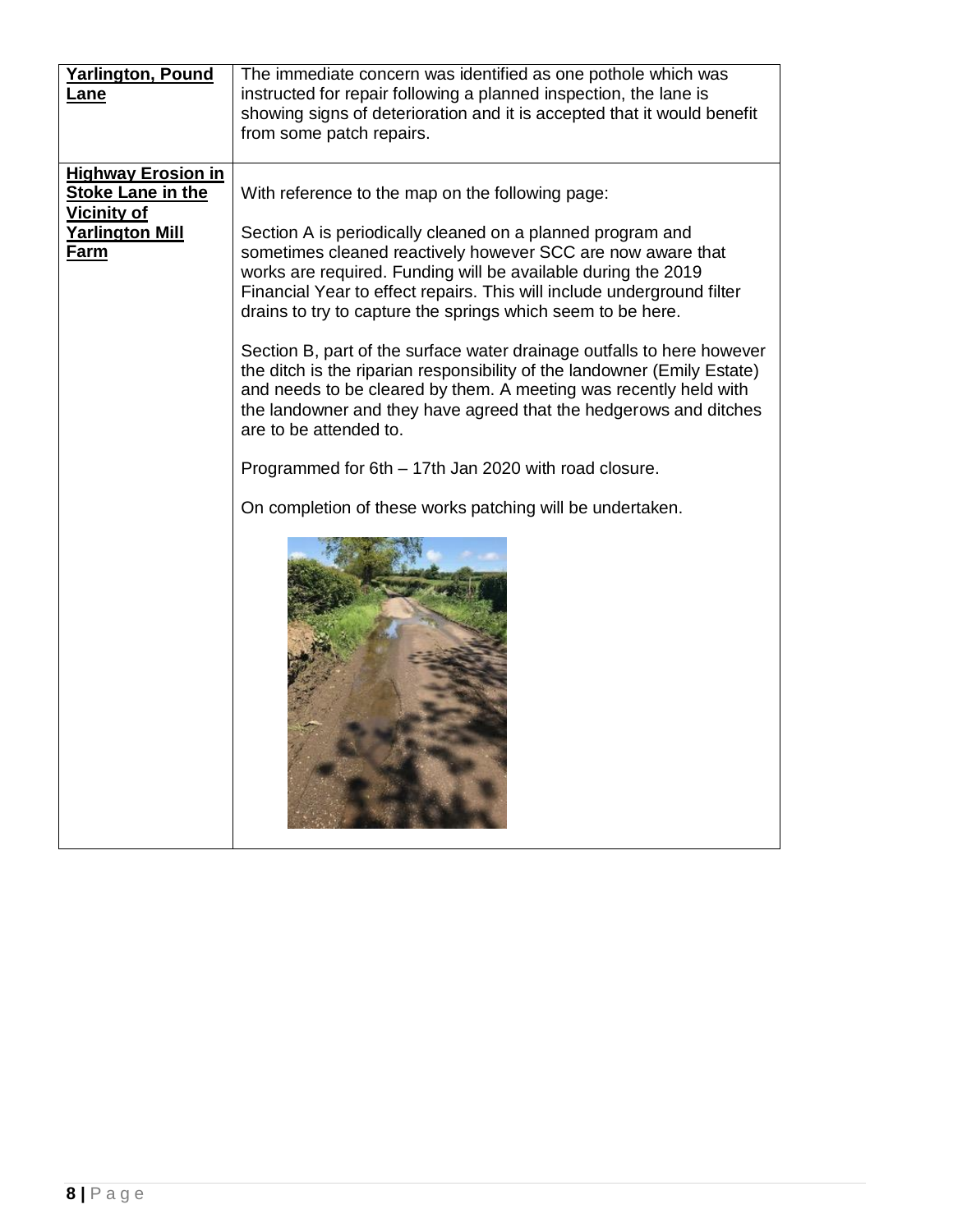| | |
|---|---|
| **Yarlington, Pound Lane** | The immediate concern was identified as one pothole which was instructed for repair following a planned inspection, the lane is showing signs of deterioration and it is accepted that it would benefit from some patch repairs. |
| **Highway Erosion in Stoke Lane in the Vicinity of Yarlington Mill Farm** | With reference to the map on the following page:<br><br>Section A is periodically cleaned on a planned program and sometimes cleaned reactively however SCC are now aware that works are required. Funding will be available during the 2019 Financial Year to effect repairs. This will include underground filter drains to try to capture the springs which seem to be here.<br><br>Section B, part of the surface water drainage outfalls to here however the ditch is the riparian responsibility of the landowner (Emily Estate) and needs to be cleared by them. A meeting was recently held with the landowner and they have agreed that the hedgerows and ditches are to be attended to.<br><br>Programmed for 6th – 17th Jan 2020 with road closure.<br><br>On completion of these works patching will be undertaken. |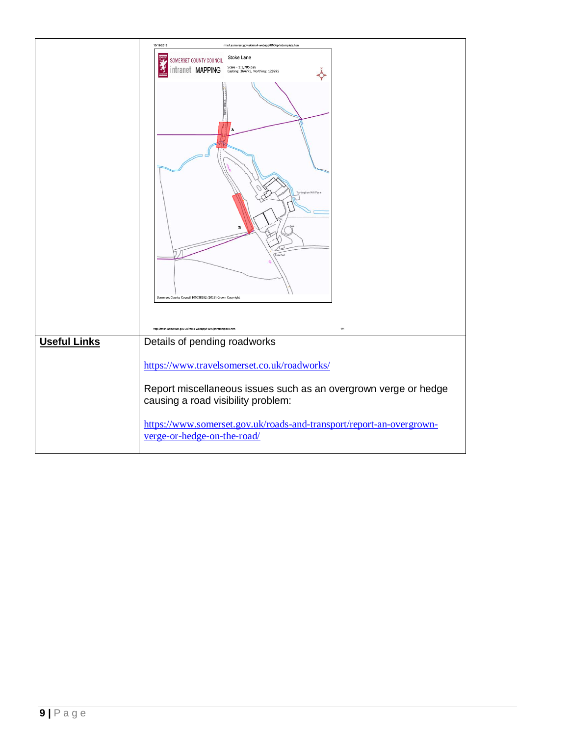| | |
|---|---|
| | 10/10/2018 mxs4.somerset.gov.uk/mxs4-webapp/RMX/printtemplate.htm<br>SOMERSET COUNTY COUNCIL intranet MAPPING<br>Stoke Lane<br>Scale - 1:1,785.626<br>Easting: 364775, Northing: 128995<br>A<br>B<br>Farrington Hill Farm<br>Somerset County Council 100038382 (2018) Crown Copyright<br>http://mxs4.somerset.gov.uk/mxs4-webapp/RMX/printtemplate.htm 1/1 |
| **Useful Links** | Details of pending roadworks<br><br>https://www.travelsomerset.co.uk/roadworks/<br><br>Report miscellaneous issues such as an overgrown verge or hedge causing a road visibility problem:<br><br>https://www.somerset.gov.uk/roads-and-transport/report-an-overgrown-verge-or-hedge-on-the-road/ |